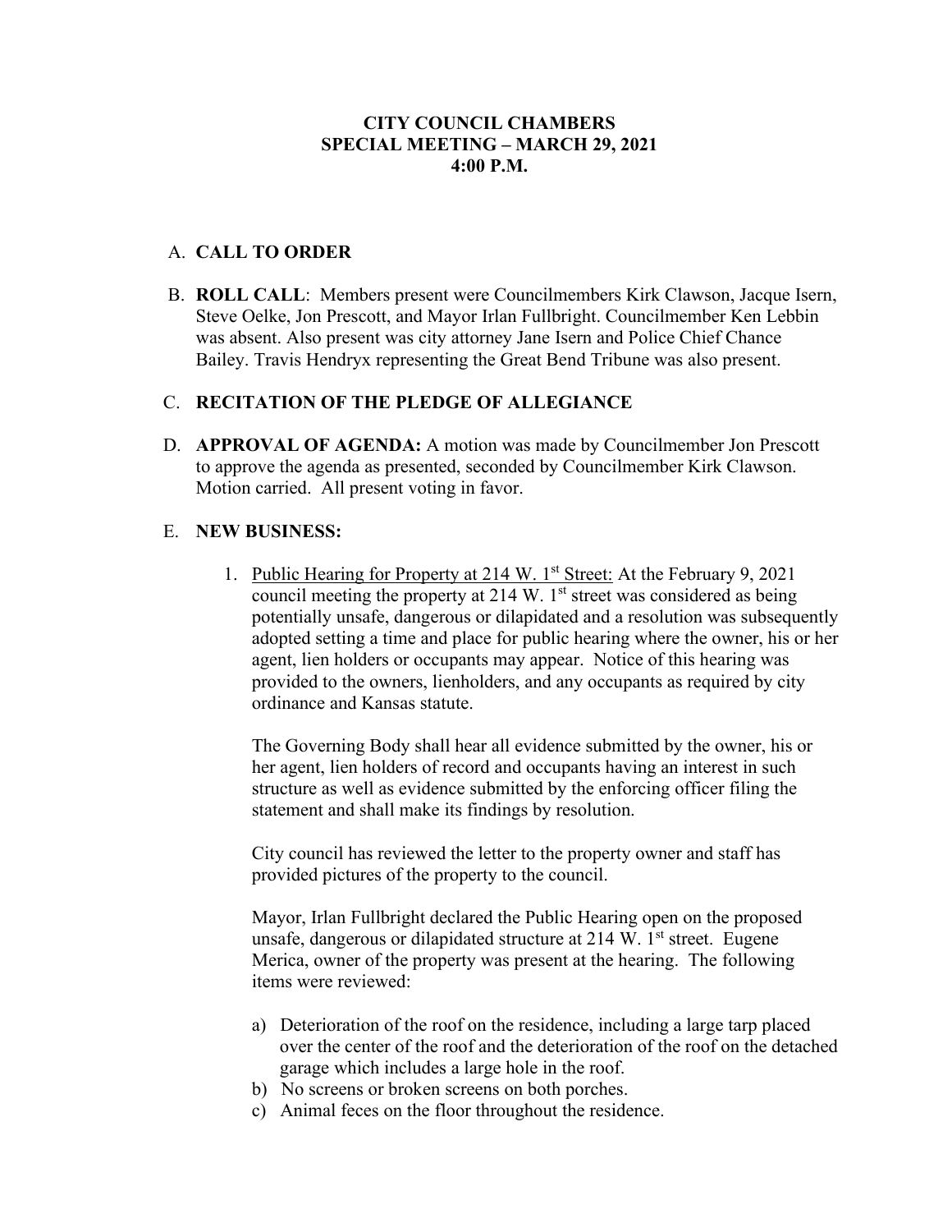# CITY COUNCIL CHAMBERS
## SPECIAL MEETING – MARCH 29, 2021
## 4:00 P.M.

A. **CALL TO ORDER**

B. **ROLL CALL**: Members present were Councilmembers Kirk Clawson, Jacque Isern, Steve Oelke, Jon Prescott, and Mayor Irlan Fullbright. Councilmember Ken Lebbin was absent. Also present was city attorney Jane Isern and Police Chief Chance Bailey. Travis Hendryx representing the Great Bend Tribune was also present.

C. **RECITATION OF THE PLEDGE OF ALLEGIANCE**

D. **APPROVAL OF AGENDA:** A motion was made by Councilmember Jon Prescott to approve the agenda as presented, seconded by Councilmember Kirk Clawson. Motion carried. All present voting in favor.

E. **NEW BUSINESS:**

1. Public Hearing for Property at 214 W. 1st Street: At the February 9, 2021 council meeting the property at 214 W. 1st street was considered as being potentially unsafe, dangerous or dilapidated and a resolution was subsequently adopted setting a time and place for public hearing where the owner, his or her agent, lien holders or occupants may appear. Notice of this hearing was provided to the owners, lienholders, and any occupants as required by city ordinance and Kansas statute.

   The Governing Body shall hear all evidence submitted by the owner, his or her agent, lien holders of record and occupants having an interest in such structure as well as evidence submitted by the enforcing officer filing the statement and shall make its findings by resolution.

   City council has reviewed the letter to the property owner and staff has provided pictures of the property to the council.

   Mayor, Irlan Fullbright declared the Public Hearing open on the proposed unsafe, dangerous or dilapidated structure at 214 W. 1st street. Eugene Merica, owner of the property was present at the hearing. The following items were reviewed:

   a) Deterioration of the roof on the residence, including a large tarp placed over the center of the roof and the deterioration of the roof on the detached garage which includes a large hole in the roof.
   b) No screens or broken screens on both porches.
   c) Animal feces on the floor throughout the residence.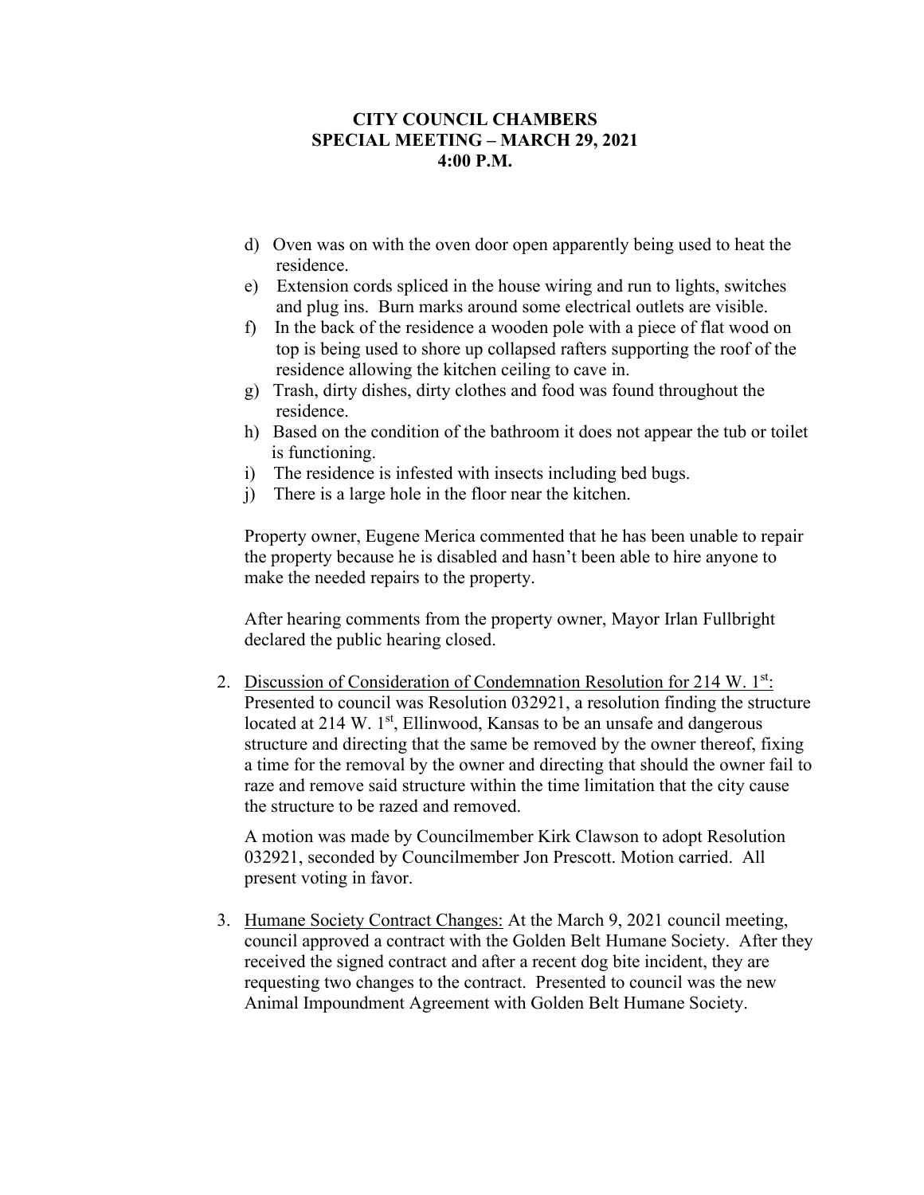**CITY COUNCIL CHAMBERS**
**SPECIAL MEETING – MARCH 29, 2021**
**4:00 P.M.**

d) Oven was on with the oven door open apparently being used to heat the residence.
e) Extension cords spliced in the house wiring and run to lights, switches and plug ins. Burn marks around some electrical outlets are visible.
f) In the back of the residence a wooden pole with a piece of flat wood on top is being used to shore up collapsed rafters supporting the roof of the residence allowing the kitchen ceiling to cave in.
g) Trash, dirty dishes, dirty clothes and food was found throughout the residence.
h) Based on the condition of the bathroom it does not appear the tub or toilet is functioning.
i) The residence is infested with insects including bed bugs.
j) There is a large hole in the floor near the kitchen.

Property owner, Eugene Merica commented that he has been unable to repair the property because he is disabled and hasn't been able to hire anyone to make the needed repairs to the property.

After hearing comments from the property owner, Mayor Irlan Fullbright declared the public hearing closed.

2. Discussion of Consideration of Condemnation Resolution for 214 W. 1st: Presented to council was Resolution 032921, a resolution finding the structure located at 214 W. 1st, Ellinwood, Kansas to be an unsafe and dangerous structure and directing that the same be removed by the owner thereof, fixing a time for the removal by the owner and directing that should the owner fail to raze and remove said structure within the time limitation that the city cause the structure to be razed and removed.

   A motion was made by Councilmember Kirk Clawson to adopt Resolution 032921, seconded by Councilmember Jon Prescott. Motion carried. All present voting in favor.

3. Humane Society Contract Changes: At the March 9, 2021 council meeting, council approved a contract with the Golden Belt Humane Society. After they received the signed contract and after a recent dog bite incident, they are requesting two changes to the contract. Presented to council was the new Animal Impoundment Agreement with Golden Belt Humane Society.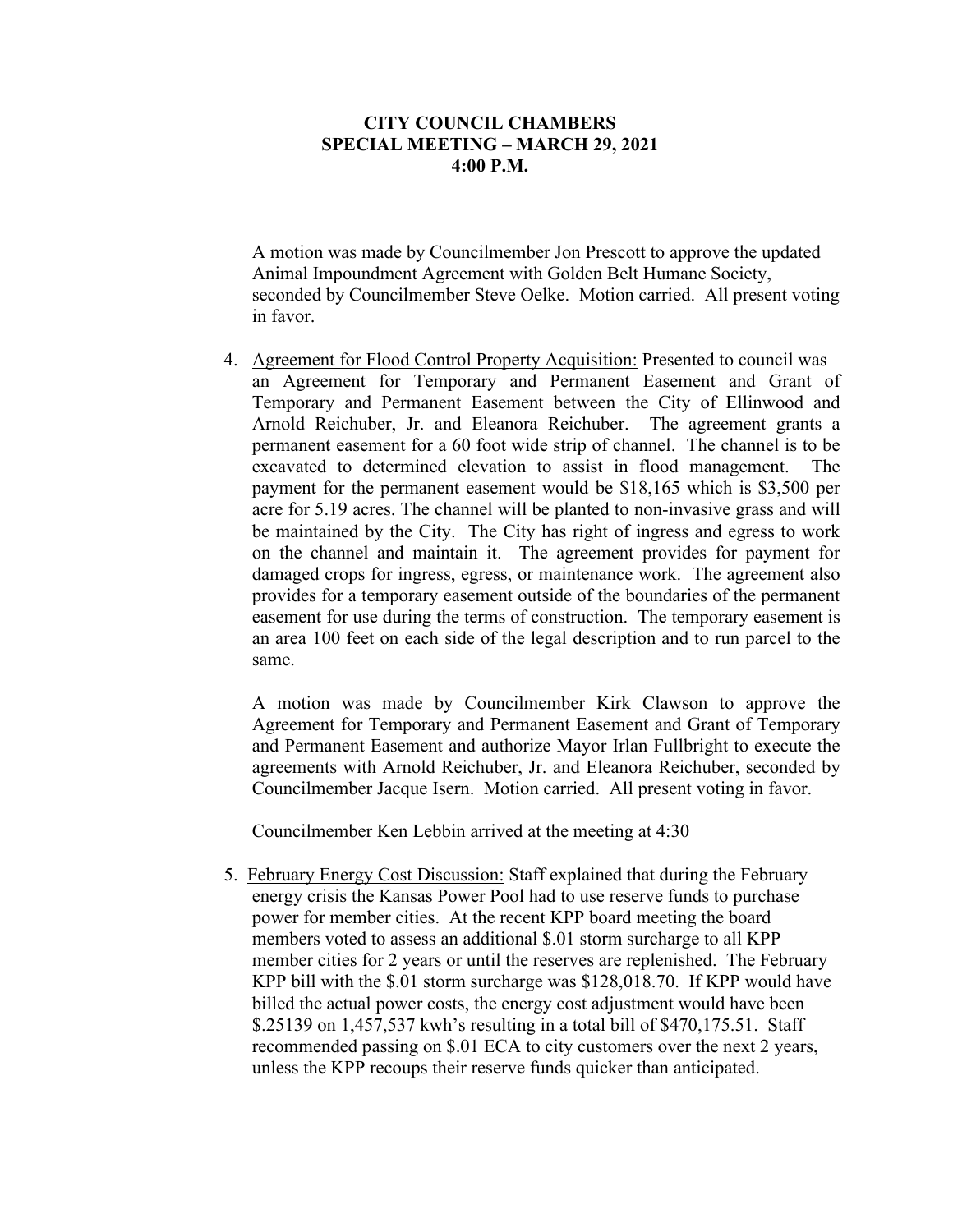**CITY COUNCIL CHAMBERS**
**SPECIAL MEETING – MARCH 29, 2021**
**4:00 P.M.**

A motion was made by Councilmember Jon Prescott to approve the updated Animal Impoundment Agreement with Golden Belt Humane Society, seconded by Councilmember Steve Oelke. Motion carried. All present voting in favor.

4. Agreement for Flood Control Property Acquisition: Presented to council was an Agreement for Temporary and Permanent Easement and Grant of Temporary and Permanent Easement between the City of Ellinwood and Arnold Reichuber, Jr. and Eleanora Reichuber. The agreement grants a permanent easement for a 60 foot wide strip of channel. The channel is to be excavated to determined elevation to assist in flood management. The payment for the permanent easement would be $18,165 which is $3,500 per acre for 5.19 acres. The channel will be planted to non-invasive grass and will be maintained by the City. The City has right of ingress and egress to work on the channel and maintain it. The agreement provides for payment for damaged crops for ingress, egress, or maintenance work. The agreement also provides for a temporary easement outside of the boundaries of the permanent easement for use during the terms of construction. The temporary easement is an area 100 feet on each side of the legal description and to run parcel to the same.

   A motion was made by Councilmember Kirk Clawson to approve the Agreement for Temporary and Permanent Easement and Grant of Temporary and Permanent Easement and authorize Mayor Irlan Fullbright to execute the agreements with Arnold Reichuber, Jr. and Eleanora Reichuber, seconded by Councilmember Jacque Isern. Motion carried. All present voting in favor.

   Councilmember Ken Lebbin arrived at the meeting at 4:30

5. February Energy Cost Discussion: Staff explained that during the February energy crisis the Kansas Power Pool had to use reserve funds to purchase power for member cities. At the recent KPP board meeting the board members voted to assess an additional $.01 storm surcharge to all KPP member cities for 2 years or until the reserves are replenished. The February KPP bill with the $.01 storm surcharge was $128,018.70. If KPP would have billed the actual power costs, the energy cost adjustment would have been $.25139 on 1,457,537 kwh's resulting in a total bill of $470,175.51. Staff recommended passing on $.01 ECA to city customers over the next 2 years, unless the KPP recoups their reserve funds quicker than anticipated.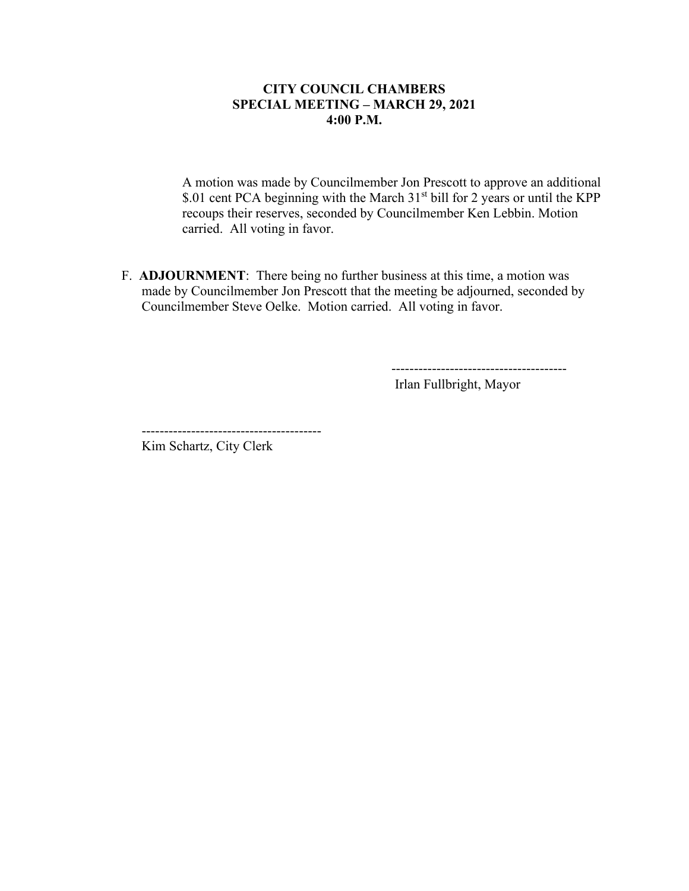**CITY COUNCIL CHAMBERS**
**SPECIAL MEETING – MARCH 29, 2021**
**4:00 P.M.**

A motion was made by Councilmember Jon Prescott to approve an additional $.01 cent PCA beginning with the March 31st bill for 2 years or until the KPP recoups their reserves, seconded by Councilmember Ken Lebbin. Motion carried. All voting in favor.

F. **ADJOURNMENT**: There being no further business at this time, a motion was made by Councilmember Jon Prescott that the meeting be adjourned, seconded by Councilmember Steve Oelke. Motion carried. All voting in favor.

---------------------------------------
Irlan Fullbright, Mayor

----------------------------------------
Kim Schartz, City Clerk